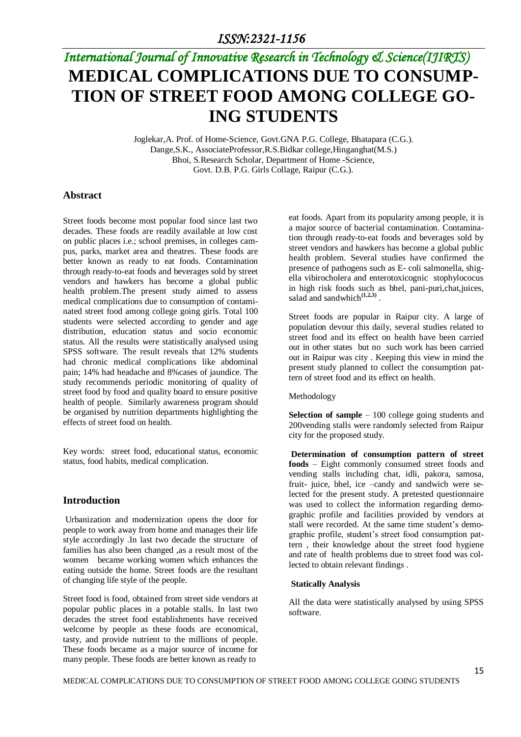# MEDICAL COMPLICATIONS DUE TO CONSUMPTION OF STREET FOOD AMONG COLLEGE GOING STUDENTS

Joglekar,A. Prof. of Home-Science, Govt.GNA P.G. College, Bhatapara (C.G.).
Dange,S.K., AssociateProfessor,R.S.Bidkar college,Hinganghat(M.S.)
Bhoi, S.Research Scholar, Department of Home -Science,
Govt. D.B. P.G. Girls Collage, Raipur (C.G.).

## Abstract

Street foods become most popular food since last two decades. These foods are readily available at low cost on public places i.e.; school premises, in colleges campus, parks, market area and theatres. These foods are better known as ready to eat foods. Contamination through ready-to-eat foods and beverages sold by street vendors and hawkers has become a global public health problem.The present study aimed to assess medical complications due to consumption of contaminated street food among college going girls. Total 100 students were selected according to gender and age distribution, education status and socio economic status. All the results were statistically analysed using SPSS software. The result reveals that 12% students had chronic medical complications like abdominal pain; 14% had headache and 8%cases of jaundice. The study recommends periodic monitoring of quality of street food by food and quality board to ensure positive health of people. Similarly awareness program should be organised by nutrition departments highlighting the effects of street food on health.

Key words: street food, educational status, economic status, food habits, medical complication.

## Introduction

Urbanization and modernization opens the door for people to work away from home and manages their life style accordingly .In last two decade the structure of families has also been changed ,as a result most of the women became working women which enhances the eating outside the home. Street foods are the resultant of changing life style of the people.

Street food is food, obtained from street side vendors at popular public places in a potable stalls. In last two decades the street food establishments have received welcome by people as these foods are economical, tasty, and provide nutrient to the millions of people. These foods became as a major source of income for many people. These foods are better known as ready to eat foods. Apart from its popularity among people, it is a major source of bacterial contamination. Contamination through ready-to-eat foods and beverages sold by street vendors and hawkers has become a global public health problem. Several studies have confirmed the presence of pathogens such as E- coli salmonella, shigella vibirocholera and enterotoxicognic stophylococus in high risk foods such as bhel, pani-puri,chat,juices, salad and sandwhich[1,2,3] .

Street foods are popular in Raipur city. A large of population devour this daily, several studies related to street food and its effect on health have been carried out in other states but no such work has been carried out in Raipur was city . Keeping this view in mind the present study planned to collect the consumption pattern of street food and its effect on health.

Methodology

**Selection of sample** – 100 college going students and 200vending stalls were randomly selected from Raipur city for the proposed study.

**Determination of consumption pattern of street foods** – Eight commonly consumed street foods and vending stalls including chat, idli, pakora, samosa, fruit- juice, bhel, ice –candy and sandwich were selected for the present study. A pretested questionnaire was used to collect the information regarding demographic profile and facilities provided by vendors at stall were recorded. At the same time student's demographic profile, student's street food consumption pattern , their knowledge about the street food hygiene and rate of health problems due to street food was collected to obtain relevant findings .

**Statically Analysis**

All the data were statistically analysed by using SPSS software.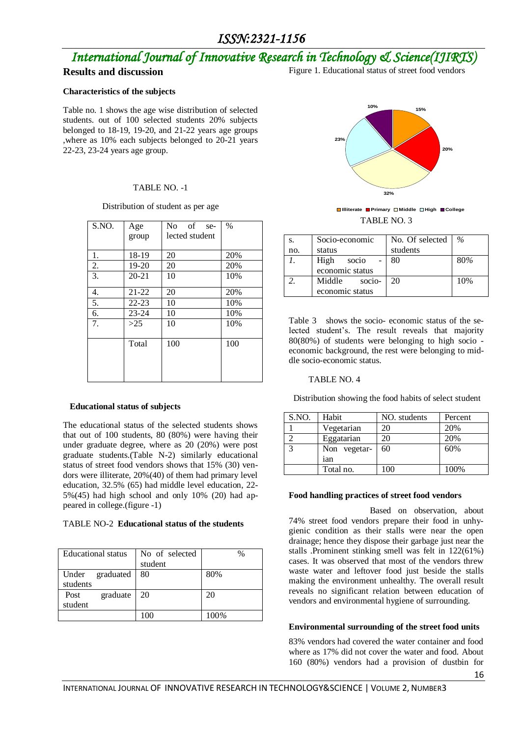## Results and discussion

### Characteristics of the subjects

Table no. 1 shows the age wise distribution of selected students. out of 100 selected students 20% subjects belonged to 18-19, 19-20, and 21-22 years age groups ,where as 10% each subjects belonged to 20-21 years 22-23, 23-24 years age group.

TABLE NO. -1

Distribution of student as per age

| S.NO. | Age group | No of selected student | % |
|---|---|---|---|
| 1. | 18-19 | 20 | 20% |
| 2. | 19-20 | 20 | 20% |
| 3. | 20-21 | 10 | 10% |
| 4. | 21-22 | 20 | 20% |
| 5. | 22-23 | 10 | 10% |
| 6. | 23-24 | 10 | 10% |
| 7. | >25 | 10 | 10% |
| | Total | 100 | 100 |

### Educational status of subjects

The educational status of the selected students shows that out of 100 students, 80 (80%) were having their under graduate degree, where as 20 (20%) were post graduate students.(Table N-2) similarly educational status of street food vendors shows that 15% (30) vendors were illiterate, 20%(40) of them had primary level education, 32.5% (65) had middle level education, 22-5%(45) had high school and only 10% (20) had appeared in college.(figure -1)

TABLE NO-2 **Educational status of the students**

| Educational status | No of selected student | % |
|---|---|---|
| Under graduated students | 80 | 80% |
| Post graduate student | 20 | 20 |
| | 100 | 100% |

Figure 1. Educational status of street food vendors

Illiterate: 15%, Primary: 20%, Middle: 32%, High: 23%, College: 10%

TABLE NO. 3

| S. no. | Socio-economic status | No. Of selected students | % |
|---|---|---|---|
| *1.* | High socio - economic status | 80 | 80% |
| *2.* | Middle socio-economic status | 20 | 10% |

Table 3 shows the socio- economic status of the selected student's. The result reveals that majority 80(80%) of students were belonging to high socio - economic background, the rest were belonging to middle socio-economic status.

TABLE NO. 4

Distribution showing the food habits of select student

| S.NO. | Habit | NO. students | Percent |
|---|---|---|---|
| 1 | Vegetarian | 20 | 20% |
| 2 | Eggatarian | 20 | 20% |
| 3 | Non vegetarian | 60 | 60% |
| | Total no. | 100 | 100% |

### Food handling practices of street food vendors

Based on observation, about 74% street food vendors prepare their food in unhygienic condition as their stalls were near the open drainage; hence they dispose their garbage just near the stalls .Prominent stinking smell was felt in 122(61%) cases. It was observed that most of the vendors threw waste water and leftover food just beside the stalls making the environment unhealthy. The overall result reveals no significant relation between education of vendors and environmental hygiene of surrounding.

### Environmental surrounding of the street food units

83% vendors had covered the water container and food where as 17% did not cover the water and food. About 160 (80%) vendors had a provision of dustbin for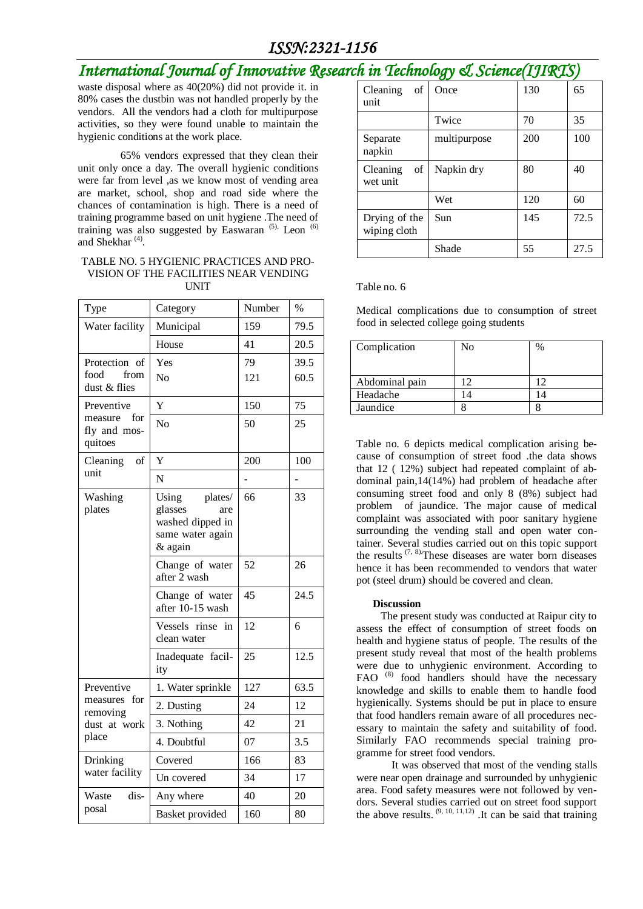waste disposal where as 40(20%) did not provide it. in 80% cases the dustbin was not handled properly by the vendors. All the vendors had a cloth for multipurpose activities, so they were found unable to maintain the hygienic conditions at the work place.

65% vendors expressed that they clean their unit only once a day. The overall hygienic conditions were far from level ,as we know most of vending area are market, school, shop and road side where the chances of contamination is high. There is a need of training programme based on unit hygiene .The need of training was also suggested by Easwaran [5], Leon [6] and Shekhar [4].

TABLE NO. 5 HYGIENIC PRACTICES AND PROVISION OF THE FACILITIES NEAR VENDING UNIT

| Type | Category | Number | % |
|---|---|---|---|
| Water facility | Municipal | 159 | 79.5 |
| | House | 41 | 20.5 |
| Protection of food from dust & flies | Yes | 79 | 39.5 |
| | No | 121 | 60.5 |
| Preventive measure for fly and mosquitoes | Y | 150 | 75 |
| | No | 50 | 25 |
| Cleaning of unit | Y | 200 | 100 |
| | N | - | - |
| Washing plates | Using plates/ glasses are washed dipped in same water again & again | 66 | 33 |
| | Change of water after 2 wash | 52 | 26 |
| | Change of water after 10-15 wash | 45 | 24.5 |
| | Vessels rinse in clean water | 12 | 6 |
| | Inadequate facility | 25 | 12.5 |
| Preventive measures for removing dust at work place | 1. Water sprinkle | 127 | 63.5 |
| | 2. Dusting | 24 | 12 |
| | 3. Nothing | 42 | 21 |
| | 4. Doubtful | 07 | 3.5 |
| Drinking water facility | Covered | 166 | 83 |
| | Un covered | 34 | 17 |
| Waste disposal | Any where | 40 | 20 |
| | Basket provided | 160 | 80 |
| Cleaning of unit | Once | 130 | 65 |
| | Twice | 70 | 35 |
| Separate napkin | multipurpose | 200 | 100 |
| Cleaning of wet unit | Napkin dry | 80 | 40 |
| | Wet | 120 | 60 |
| Drying of the wiping cloth | Sun | 145 | 72.5 |
| | Shade | 55 | 27.5 |

Table no. 6

Medical complications due to consumption of street food in selected college going students

| Complication | No | % |
|---|---|---|
| Abdominal pain | 12 | 12 |
| Headache | 14 | 14 |
| Jaundice | 8 | 8 |

Table no. 6 depicts medical complication arising because of consumption of street food .the data shows that 12 ( 12%) subject had repeated complaint of abdominal pain,14(14%) had problem of headache after consuming street food and only 8 (8%) subject had problem of jaundice. The major cause of medical complaint was associated with poor sanitary hygiene surrounding the vending stall and open water container. Several studies carried out on this topic support the results [7, 8].These diseases are water born diseases hence it has been recommended to vendors that water pot (steel drum) should be covered and clean.

**Discussion**

The present study was conducted at Raipur city to assess the effect of consumption of street foods on health and hygiene status of people. The results of the present study reveal that most of the health problems were due to unhygienic environment. According to FAO [8] food handlers should have the necessary knowledge and skills to enable them to handle food hygienically. Systems should be put in place to ensure that food handlers remain aware of all procedures necessary to maintain the safety and suitability of food. Similarly FAO recommends special training programme for street food vendors.

It was observed that most of the vending stalls were near open drainage and surrounded by unhygienic area. Food safety measures were not followed by vendors. Several studies carried out on street food support the above results. [9, 10, 11,12] .It can be said that training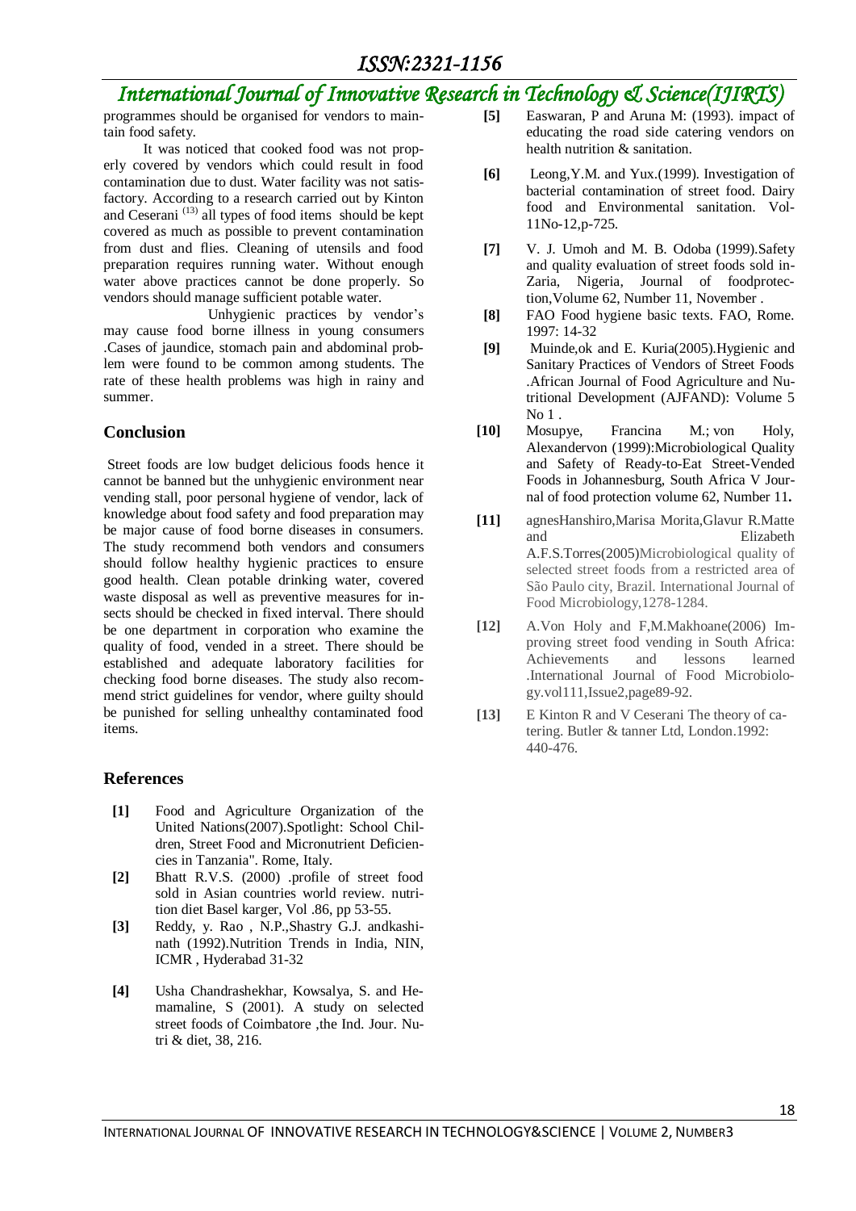programmes should be organised for vendors to maintain food safety.

It was noticed that cooked food was not properly covered by vendors which could result in food contamination due to dust. Water facility was not satisfactory. According to a research carried out by Kinton and Ceserani [13] all types of food items should be kept covered as much as possible to prevent contamination from dust and flies. Cleaning of utensils and food preparation requires running water. Without enough water above practices cannot be done properly. So vendors should manage sufficient potable water.

Unhygienic practices by vendor's may cause food borne illness in young consumers .Cases of jaundice, stomach pain and abdominal problem were found to be common among students. The rate of these health problems was high in rainy and summer.

## Conclusion

Street foods are low budget delicious foods hence it cannot be banned but the unhygienic environment near vending stall, poor personal hygiene of vendor, lack of knowledge about food safety and food preparation may be major cause of food borne diseases in consumers. The study recommend both vendors and consumers should follow healthy hygienic practices to ensure good health. Clean potable drinking water, covered waste disposal as well as preventive measures for insects should be checked in fixed interval. There should be one department in corporation who examine the quality of food, vended in a street. There should be established and adequate laboratory facilities for checking food borne diseases. The study also recommend strict guidelines for vendor, where guilty should be punished for selling unhealthy contaminated food items.

## References

[1] Food and Agriculture Organization of the United Nations(2007).Spotlight: School Children, Street Food and Micronutrient Deficiencies in Tanzania". Rome, Italy.

[2] Bhatt R.V.S. (2000) .profile of street food sold in Asian countries world review. nutrition diet Basel karger, Vol .86, pp 53-55.

[3] Reddy, y. Rao , N.P.,Shastry G.J. andkashinath (1992).Nutrition Trends in India, NIN, ICMR , Hyderabad 31-32

[4] Usha Chandrashekhar, Kowsalya, S. and Hemamaline, S (2001). A study on selected street foods of Coimbatore ,the Ind. Jour. Nutri & diet, 38, 216.

[5] Easwaran, P and Aruna M: (1993). impact of educating the road side catering vendors on health nutrition & sanitation.

[6] Leong,Y.M. and Yux.(1999). Investigation of bacterial contamination of street food. Dairy food and Environmental sanitation. Vol-11No-12,p-725.

[7] V. J. Umoh and M. B. Odoba (1999).Safety and quality evaluation of street foods sold in-Zaria, Nigeria, Journal of foodprotection,Volume 62, Number 11, November .

[8] FAO Food hygiene basic texts. FAO, Rome. 1997: 14-32

[9] Muinde,ok and E. Kuria(2005).Hygienic and Sanitary Practices of Vendors of Street Foods .African Journal of Food Agriculture and Nutritional Development (AJFAND): Volume 5 No 1 .

[10] Mosupye, Francina M.; von Holy, Alexandervon (1999):Microbiological Quality and Safety of Ready-to-Eat Street-Vended Foods in Johannesburg, South Africa V Journal of food protection volume 62, Number 11**.**

[11] agnesHanshiro,Marisa Morita,Glavur R.Matte and Elizabeth A.F.S.Torres(2005)Microbiological quality of selected street foods from a restricted area of São Paulo city, Brazil. International Journal of Food Microbiology,1278-1284.

[12] A.Von Holy and F,M.Makhoane(2006) Improving street food vending in South Africa: Achievements and lessons learned .International Journal of Food Microbiology.vol111,Issue2,page89-92.

[13] E Kinton R and V Ceserani The theory of catering. Butler & tanner Ltd, London.1992: 440-476.